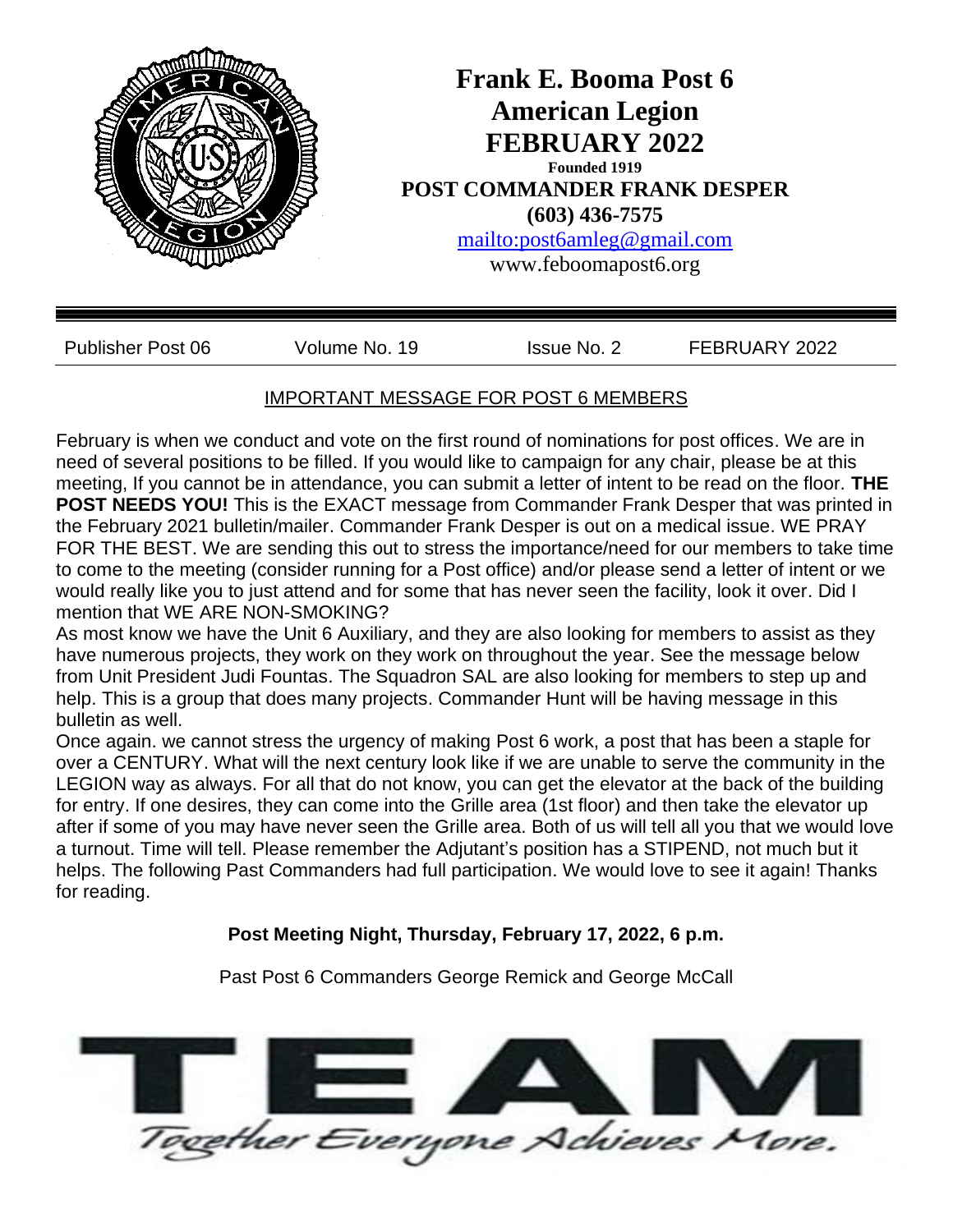# Frank E. Booma Post 6
# American Legion
# FEBRUARY 2022

**Founded 1919**

**POST COMMANDER FRANK DESPER**

**(603) 436-7575**

[mailto:post6amleg@gmail.com](mailto:post6amleg@gmail.com)

www.feboomapost6.org

| Publisher Post 06 | Volume No. 19 | Issue No. 2 | FEBRUARY 2022 |
|---|---|---|---|

## IMPORTANT MESSAGE FOR POST 6 MEMBERS

February is when we conduct and vote on the first round of nominations for post offices. We are in need of several positions to be filled. If you would like to campaign for any chair, please be at this meeting, If you cannot be in attendance, you can submit a letter of intent to be read on the floor. **THE POST NEEDS YOU!** This is the EXACT message from Commander Frank Desper that was printed in the February 2021 bulletin/mailer. Commander Frank Desper is out on a medical issue. WE PRAY FOR THE BEST. We are sending this out to stress the importance/need for our members to take time to come to the meeting (consider running for a Post office) and/or please send a letter of intent or we would really like you to just attend and for some that has never seen the facility, look it over. Did I mention that WE ARE NON-SMOKING?

As most know we have the Unit 6 Auxiliary, and they are also looking for members to assist as they have numerous projects, they work on they work on throughout the year. See the message below from Unit President Judi Fountas. The Squadron SAL are also looking for members to step up and help. This is a group that does many projects. Commander Hunt will be having message in this bulletin as well.

Once again. we cannot stress the urgency of making Post 6 work, a post that has been a staple for over a CENTURY. What will the next century look like if we are unable to serve the community in the LEGION way as always. For all that do not know, you can get the elevator at the back of the building for entry. If one desires, they can come into the Grille area (1st floor) and then take the elevator up after if some of you may have never seen the Grille area. Both of us will tell all you that we would love a turnout. Time will tell. Please remember the Adjutant's position has a STIPEND, not much but it helps. The following Past Commanders had full participation. We would love to see it again! Thanks for reading.

**Post Meeting Night, Thursday, February 17, 2022, 6 p.m.**

Past Post 6 Commanders George Remick and George McCall

# TEAM

*Together Everyone Achieves More.*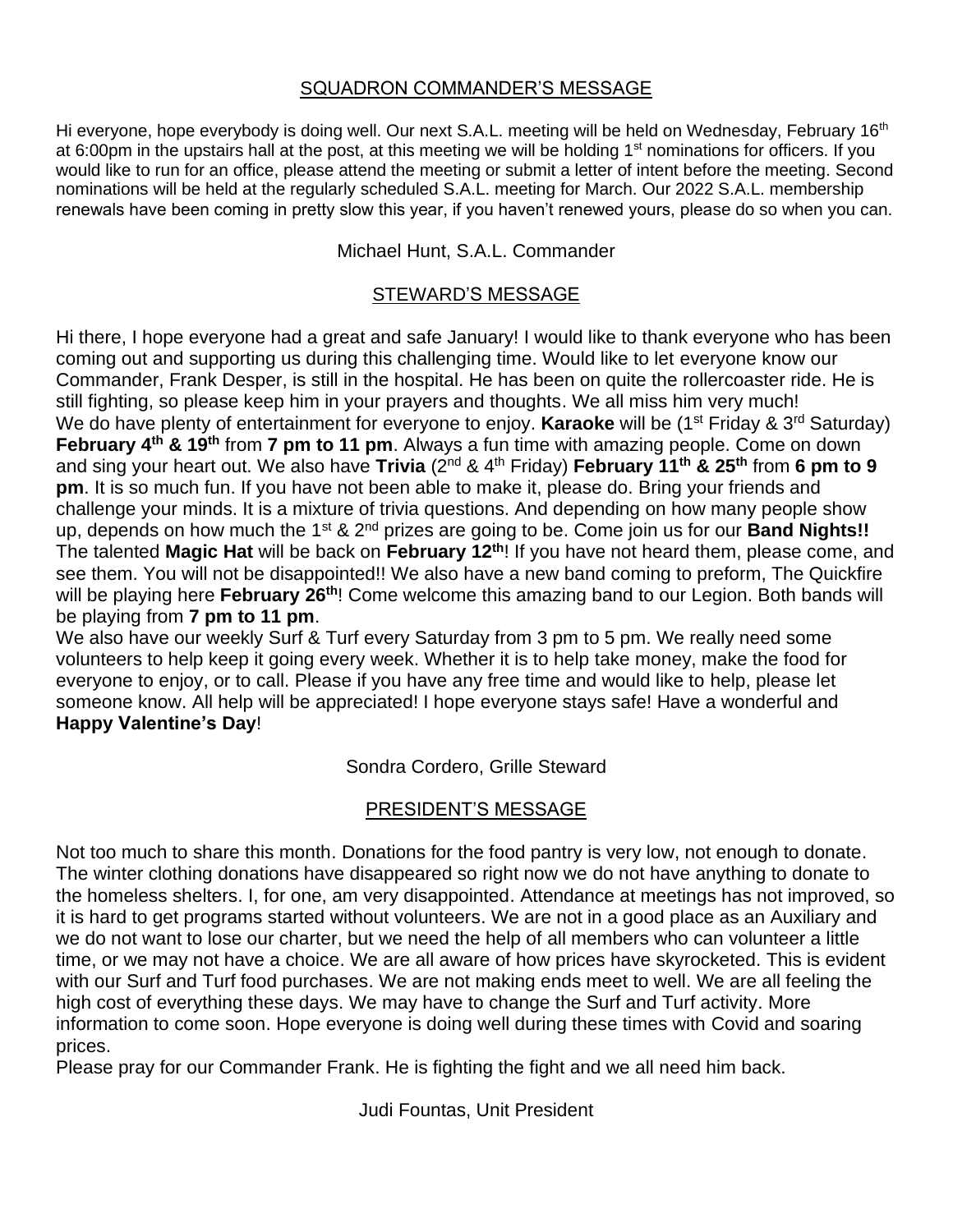## SQUADRON COMMANDER'S MESSAGE

Hi everyone, hope everybody is doing well. Our next S.A.L. meeting will be held on Wednesday, February 16th at 6:00pm in the upstairs hall at the post, at this meeting we will be holding 1st nominations for officers. If you would like to run for an office, please attend the meeting or submit a letter of intent before the meeting. Second nominations will be held at the regularly scheduled S.A.L. meeting for March. Our 2022 S.A.L. membership renewals have been coming in pretty slow this year, if you haven't renewed yours, please do so when you can.

Michael Hunt, S.A.L. Commander

## STEWARD'S MESSAGE

Hi there, I hope everyone had a great and safe January! I would like to thank everyone who has been coming out and supporting us during this challenging time. Would like to let everyone know our Commander, Frank Desper, is still in the hospital. He has been on quite the rollercoaster ride. He is still fighting, so please keep him in your prayers and thoughts. We all miss him very much!
We do have plenty of entertainment for everyone to enjoy. **Karaoke** will be (1st Friday & 3rd Saturday) **February 4th & 19th** from **7 pm to 11 pm**. Always a fun time with amazing people. Come on down and sing your heart out. We also have **Trivia** (2nd & 4th Friday) **February 11th & 25th** from **6 pm to 9 pm**. It is so much fun. If you have not been able to make it, please do. Bring your friends and challenge your minds. It is a mixture of trivia questions. And depending on how many people show up, depends on how much the 1st & 2nd prizes are going to be. Come join us for our **Band Nights!!** The talented **Magic Hat** will be back on **February 12th**! If you have not heard them, please come, and see them. You will not be disappointed!! We also have a new band coming to preform, The Quickfire will be playing here **February 26th**! Come welcome this amazing band to our Legion. Both bands will be playing from **7 pm to 11 pm**.
We also have our weekly Surf & Turf every Saturday from 3 pm to 5 pm. We really need some volunteers to help keep it going every week. Whether it is to help take money, make the food for everyone to enjoy, or to call. Please if you have any free time and would like to help, please let someone know. All help will be appreciated! I hope everyone stays safe! Have a wonderful and **Happy Valentine's Day**!

Sondra Cordero, Grille Steward

## PRESIDENT'S MESSAGE

Not too much to share this month. Donations for the food pantry is very low, not enough to donate. The winter clothing donations have disappeared so right now we do not have anything to donate to the homeless shelters. I, for one, am very disappointed. Attendance at meetings has not improved, so it is hard to get programs started without volunteers. We are not in a good place as an Auxiliary and we do not want to lose our charter, but we need the help of all members who can volunteer a little time, or we may not have a choice. We are all aware of how prices have skyrocketed. This is evident with our Surf and Turf food purchases. We are not making ends meet to well. We are all feeling the high cost of everything these days. We may have to change the Surf and Turf activity. More information to come soon. Hope everyone is doing well during these times with Covid and soaring prices.
Please pray for our Commander Frank. He is fighting the fight and we all need him back.

Judi Fountas, Unit President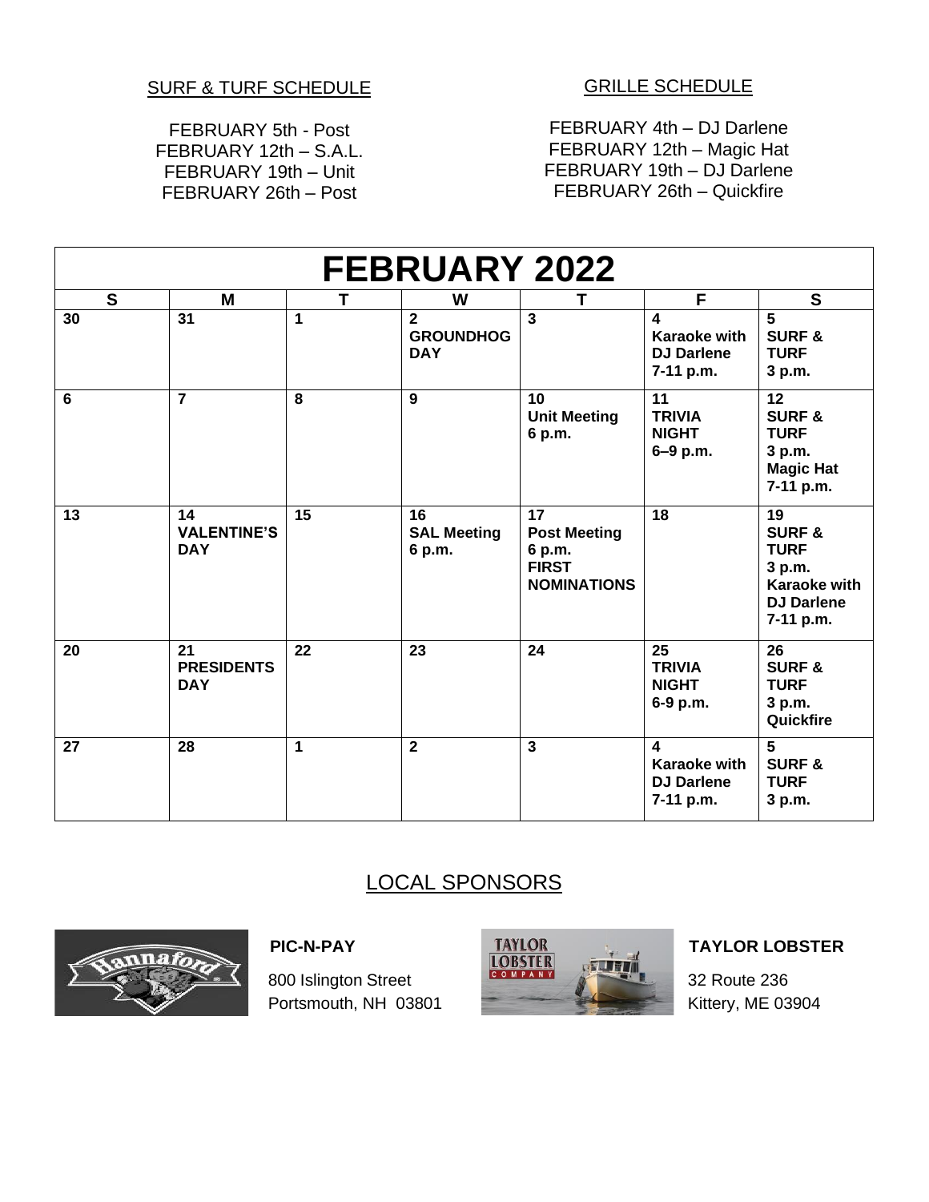SURF & TURF SCHEDULE

FEBRUARY 5th - Post
FEBRUARY 12th – S.A.L.
FEBRUARY 19th – Unit
FEBRUARY 26th – Post

GRILLE SCHEDULE

FEBRUARY 4th – DJ Darlene
FEBRUARY 12th – Magic Hat
FEBRUARY 19th – DJ Darlene
FEBRUARY 26th – Quickfire

# FEBRUARY 2022

| S | M | T | W | T | F | S |
|---|---|---|---|---|---|---|
| **30** | **31** | **1** | **2 GROUNDHOG DAY** | **3** | **4 Karaoke with DJ Darlene 7-11 p.m.** | **5 SURF & TURF 3 p.m.** |
| **6** | **7** | **8** | **9** | **10 Unit Meeting 6 p.m.** | **11 TRIVIA NIGHT 6–9 p.m.** | **12 SURF & TURF 3 p.m. Magic Hat 7-11 p.m.** |
| **13** | **14 VALENTINE'S DAY** | **15** | **16 SAL Meeting 6 p.m.** | **17 Post Meeting 6 p.m. FIRST NOMINATIONS** | **18** | **19 SURF & TURF 3 p.m. Karaoke with DJ Darlene 7-11 p.m.** |
| **20** | **21 PRESIDENTS DAY** | **22** | **23** | **24** | **25 TRIVIA NIGHT 6-9 p.m.** | **26 SURF & TURF 3 p.m. Quickfire** |
| **27** | **28** | **1** | **2** | **3** | **4 Karaoke with DJ Darlene 7-11 p.m.** | **5 SURF & TURF 3 p.m.** |

## LOCAL SPONSORS

**PIC-N-PAY**
800 Islington Street
Portsmouth, NH 03801

**TAYLOR LOBSTER**
32 Route 236
Kittery, ME 03904